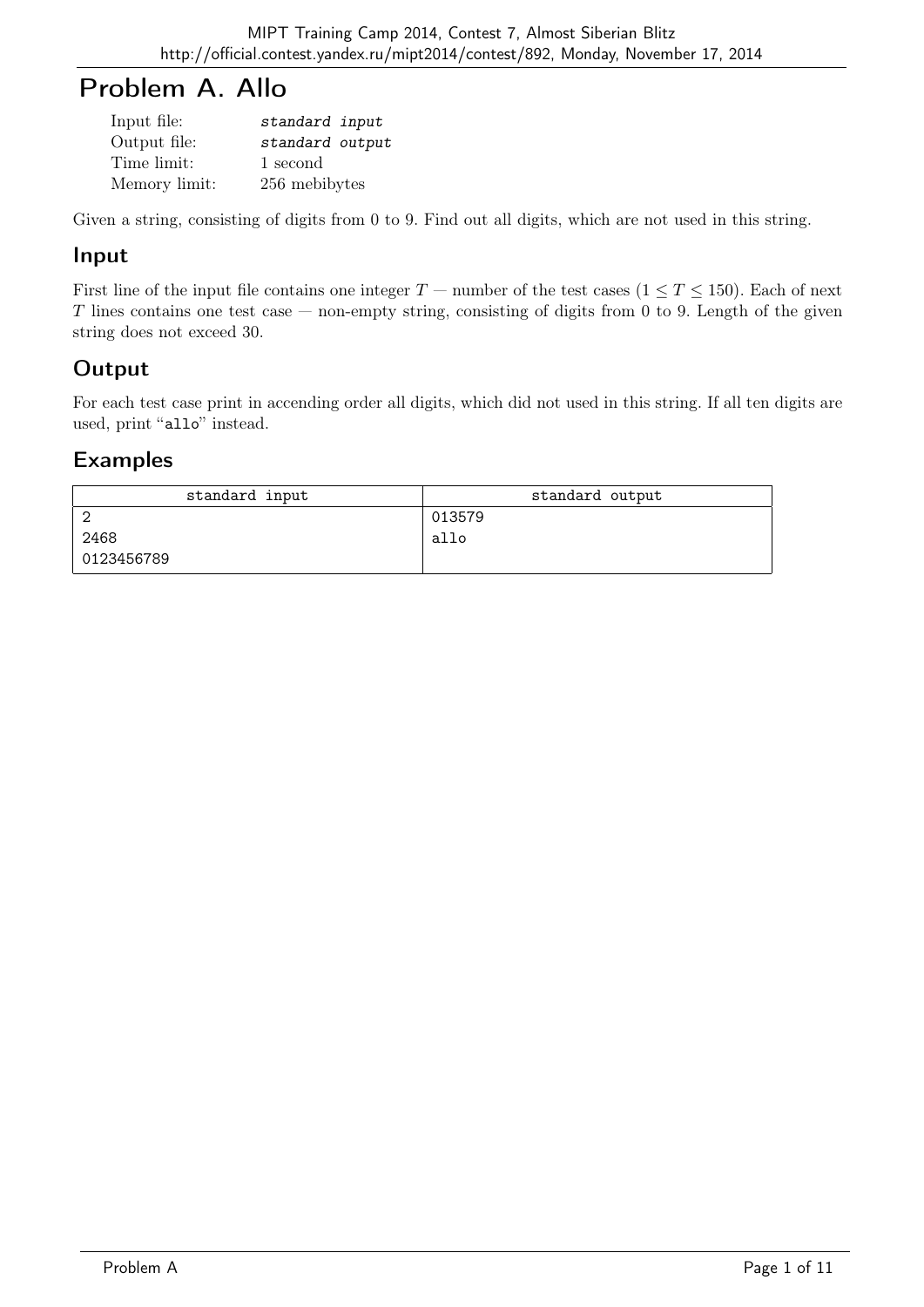# Problem A. Allo

| | |
|---|---|
| Input file: | *standard input* |
| Output file: | *standard output* |
| Time limit: | 1 second |
| Memory limit: | 256 mebibytes |

Given a string, consisting of digits from 0 to 9. Find out all digits, which are not used in this string.

## Input

First line of the input file contains one integer $T$ — number of the test cases ($1 \le T \le 150$). Each of next $T$ lines contains one test case — non-empty string, consisting of digits from 0 to 9. Length of the given string does not exceed 30.

## Output

For each test case print in accending order all digits, which did not used in this string. If all ten digits are used, print "allo" instead.

## Examples

| standard input | standard output |
|---|---|
| 2<br>2468<br>0123456789 | 013579<br>allo |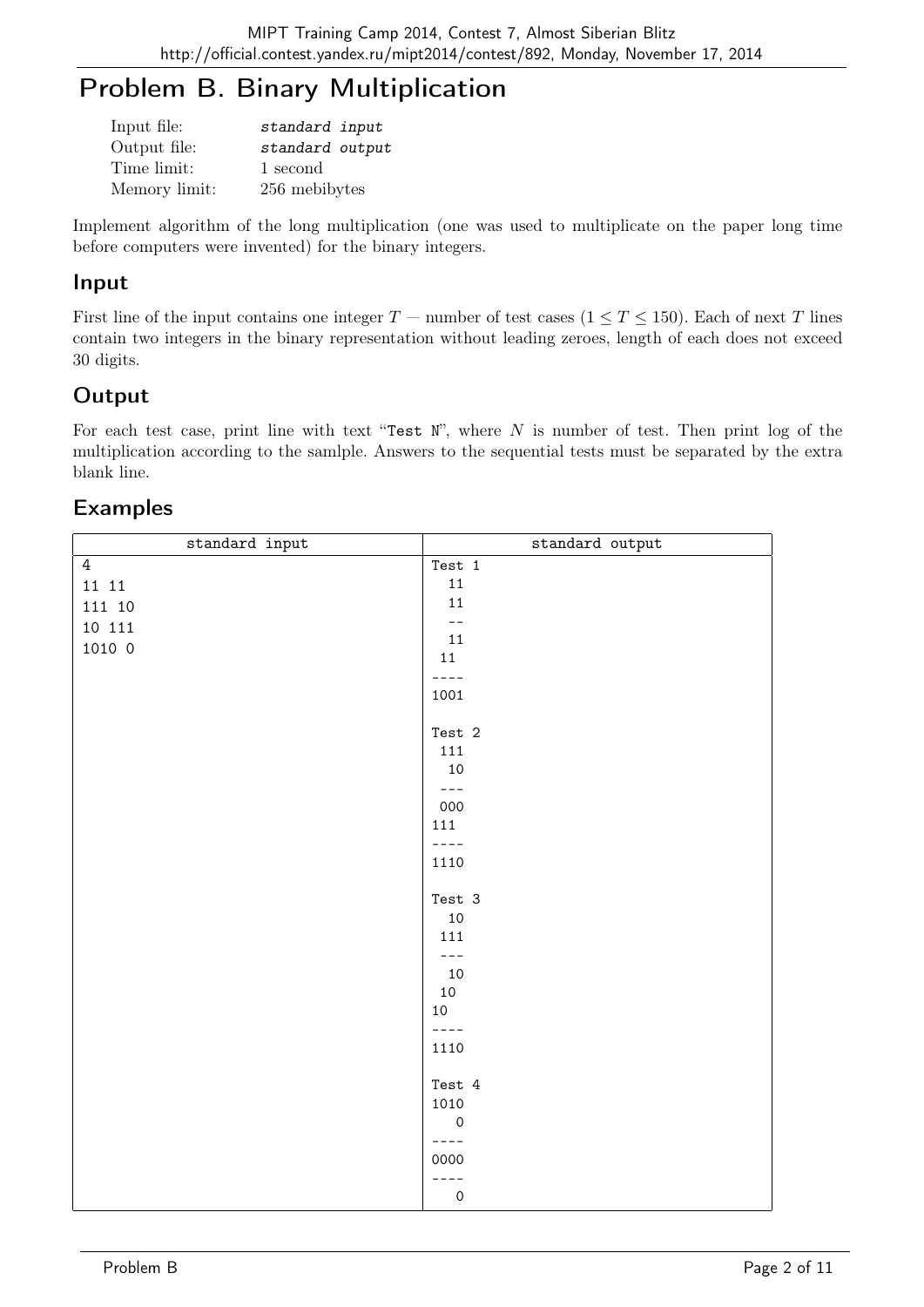# Problem B. Binary Multiplication

| | |
|---|---|
| Input file: | *standard input* |
| Output file: | *standard output* |
| Time limit: | 1 second |
| Memory limit: | 256 mebibytes |

Implement algorithm of the long multiplication (one was used to multiplicate on the paper long time before computers were invented) for the binary integers.

## Input

First line of the input contains one integer $T$ — number of test cases ($1 \leq T \leq 150$). Each of next $T$ lines contain two integers in the binary representation without leading zeroes, length of each does not exceed 30 digits.

## Output

For each test case, print line with text "`Test N`", where $N$ is number of test. Then print log of the multiplication according to the samlple. Answers to the sequential tests must be separated by the extra blank line.

## Examples

standard input

```
4
11 11
111 10
10 111
1010 0
```

standard output

```
Test 1
  11
  11
  --
  11
 11
----
1001

Test 2
 111
  10
 ---
 000
111
----
1110

Test 3
  10
 111
 ---
  10
 10
10
----
1110

Test 4
1010
   0
----
0000
----
   0
```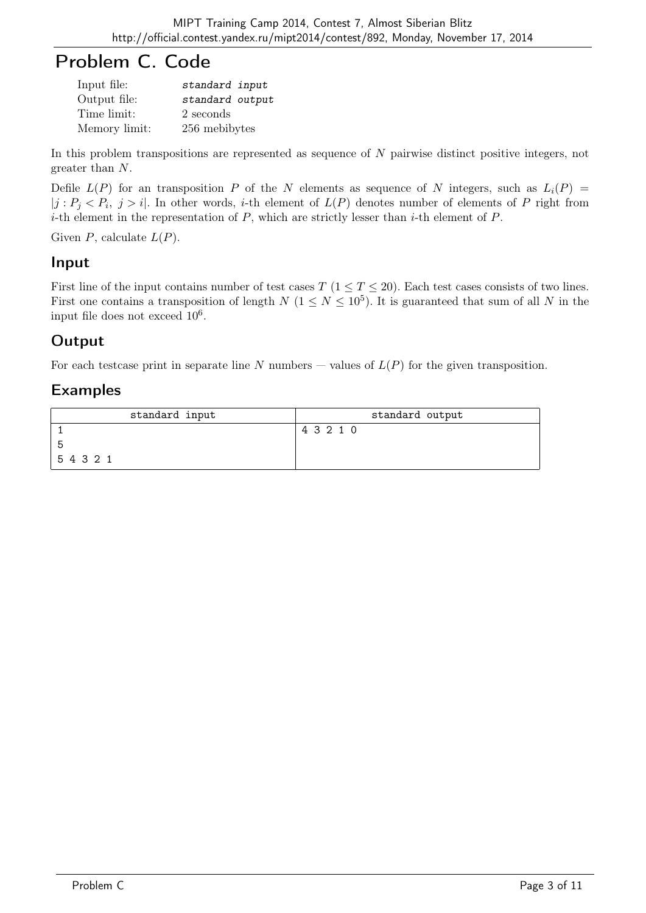# Problem C. Code

| | |
|---|---|
| Input file: | *standard input* |
| Output file: | *standard output* |
| Time limit: | 2 seconds |
| Memory limit: | 256 mebibytes |

In this problem transpositions are represented as sequence of $N$ pairwise distinct positive integers, not greater than $N$.

Defile $L(P)$ for an transposition $P$ of the $N$ elements as sequence of $N$ integers, such as $L_i(P) = |j : P_j < P_i,\ j > i|$. In other words, $i$-th element of $L(P)$ denotes number of elements of $P$ right from $i$-th element in the representation of $P$, which are strictly lesser than $i$-th element of $P$.

Given $P$, calculate $L(P)$.

## Input

First line of the input contains number of test cases $T$ ($1 \le T \le 20$). Each test cases consists of two lines. First one contains a transposition of length $N$ ($1 \le N \le 10^5$). It is guaranteed that sum of all $N$ in the input file does not exceed $10^6$.

## Output

For each testcase print in separate line $N$ numbers — values of $L(P)$ for the given transposition.

## Examples

| standard input | standard output |
|---|---|
| 1<br>5<br>5 4 3 2 1 | 4 3 2 1 0 |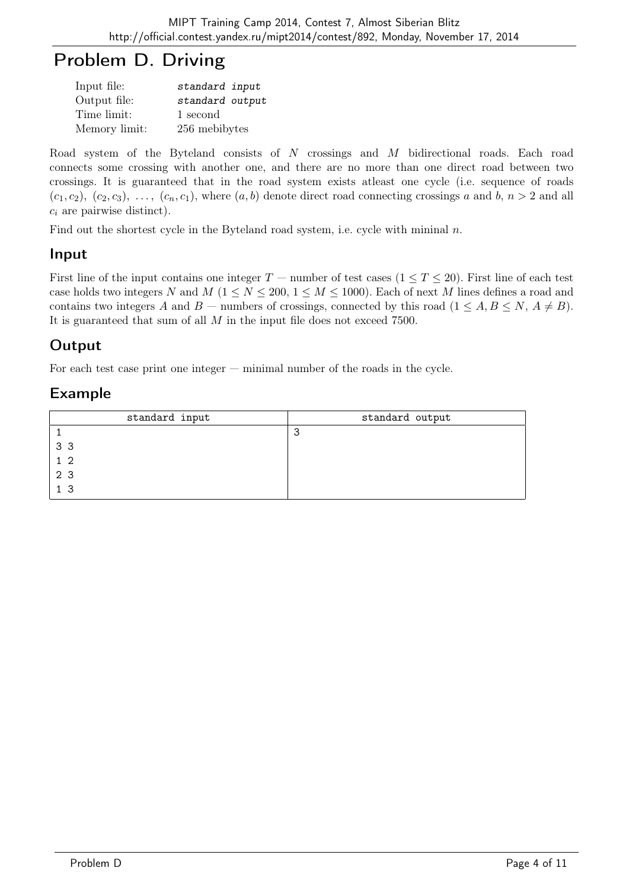# Problem D. Driving

| | |
|---|---|
| Input file: | *standard input* |
| Output file: | *standard output* |
| Time limit: | 1 second |
| Memory limit: | 256 mebibytes |

Road system of the Byteland consists of $N$ crossings and $M$ bidirectional roads. Each road connects some crossing with another one, and there are no more than one direct road between two crossings. It is guaranteed that in the road system exists atleast one cycle (i.e. sequence of roads $(c_1, c_2)$, $(c_2, c_3)$, $\ldots$, $(c_n, c_1)$, where $(a, b)$ denote direct road connecting crossings $a$ and $b$, $n > 2$ and all $c_i$ are pairwise distinct).

Find out the shortest cycle in the Byteland road system, i.e. cycle with mininal $n$.

## Input

First line of the input contains one integer $T$ — number of test cases ($1 \le T \le 20$). First line of each test case holds two integers $N$ and $M$ ($1 \le N \le 200$, $1 \le M \le 1000$). Each of next $M$ lines defines a road and contains two integers $A$ and $B$ — numbers of crossings, connected by this road ($1 \le A, B \le N$, $A \ne B$). It is guaranteed that sum of all $M$ in the input file does not exceed 7500.

## Output

For each test case print one integer — minimal number of the roads in the cycle.

## Example

| standard input | standard output |
|---|---|
| 1<br>3 3<br>1 2<br>2 3<br>1 3 | 3 |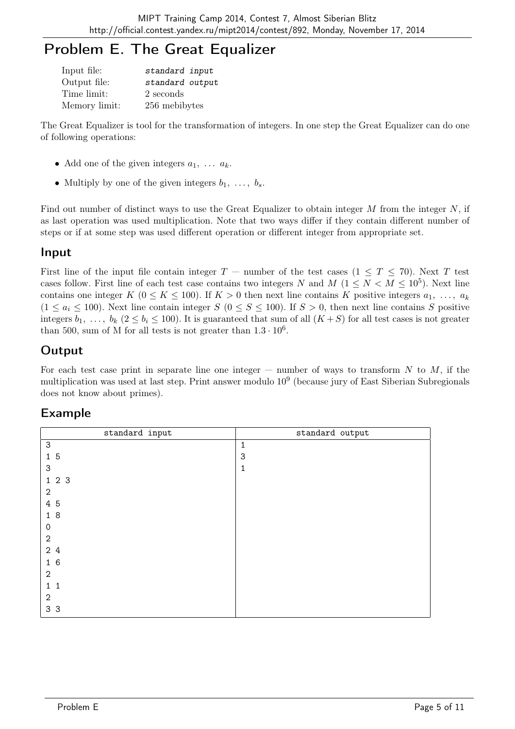# Problem E. The Great Equalizer

| | |
|---|---|
| Input file: | *standard input* |
| Output file: | *standard output* |
| Time limit: | 2 seconds |
| Memory limit: | 256 mebibytes |

The Great Equalizer is tool for the transformation of integers. In one step the Great Equalizer can do one of following operations:

- Add one of the given integers $a_1, \ldots a_k$.
- Multiply by one of the given integers $b_1, \ldots, b_s$.

Find out number of distinct ways to use the Great Equalizer to obtain integer $M$ from the integer $N$, if as last operation was used multiplication. Note that two ways differ if they contain different number of steps or if at some step was used different operation or different integer from appropriate set.

## Input

First line of the input file contain integer $T$ — number of the test cases ($1 \leq T \leq 70$). Next $T$ test cases follow. First line of each test case contains two integers $N$ and $M$ ($1 \leq N < M \leq 10^5$). Next line contains one integer $K$ ($0 \leq K \leq 100$). If $K > 0$ then next line contains $K$ positive integers $a_1, \ldots, a_k$ ($1 \leq a_i \leq 100$). Next line contain integer $S$ ($0 \leq S \leq 100$). If $S > 0$, then next line contains $S$ positive integers $b_1, \ldots, b_k$ ($2 \leq b_i \leq 100$). It is guaranteed that sum of all $(K+S)$ for all test cases is not greater than 500, sum of M for all tests is not greater than $1.3 \cdot 10^6$.

## Output

For each test case print in separate line one integer — number of ways to transform $N$ to $M$, if the multiplication was used at last step. Print answer modulo $10^9$ (because jury of East Siberian Subregionals does not know about primes).

## Example

| standard input | standard output |
|---|---|
| 3<br>1 5<br>3<br>1 2 3<br>2<br>4 5<br>1 8<br>0<br>2<br>2 4<br>1 6<br>2<br>1 1<br>2<br>3 3 | 1<br>3<br>1 |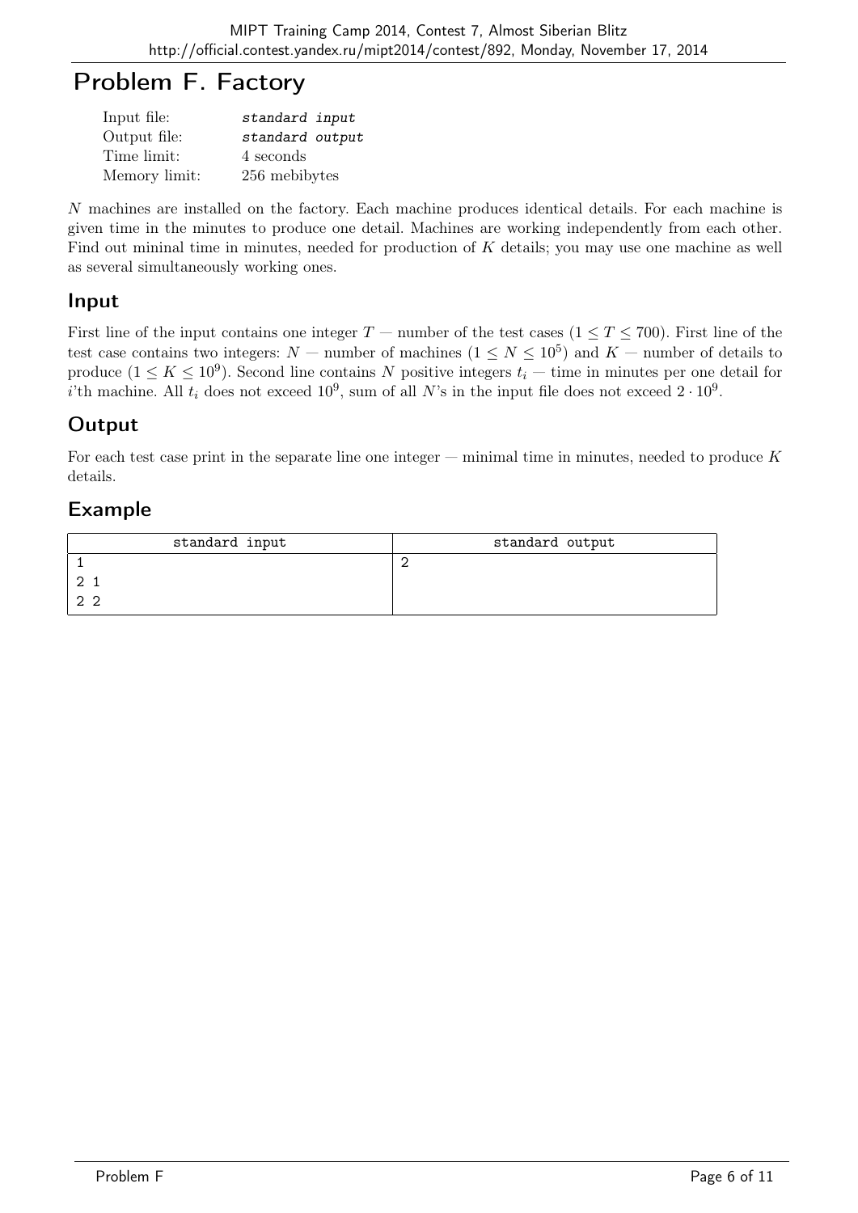# Problem F. Factory

| | |
|---|---|
| Input file: | *standard input* |
| Output file: | *standard output* |
| Time limit: | 4 seconds |
| Memory limit: | 256 mebibytes |

$N$ machines are installed on the factory. Each machine produces identical details. For each machine is given time in the minutes to produce one detail. Machines are working independently from each other. Find out mininal time in minutes, needed for production of $K$ details; you may use one machine as well as several simultaneously working ones.

## Input

First line of the input contains one integer $T$ — number of the test cases ($1 \le T \le 700$). First line of the test case contains two integers: $N$ — number of machines ($1 \le N \le 10^5$) and $K$ — number of details to produce ($1 \le K \le 10^9$). Second line contains $N$ positive integers $t_i$ — time in minutes per one detail for $i$'th machine. All $t_i$ does not exceed $10^9$, sum of all $N$'s in the input file does not exceed $2 \cdot 10^9$.

## Output

For each test case print in the separate line one integer — minimal time in minutes, needed to produce $K$ details.

## Example

| standard input | standard output |
|---|---|
| 1<br>2 1<br>2 2 | 2 |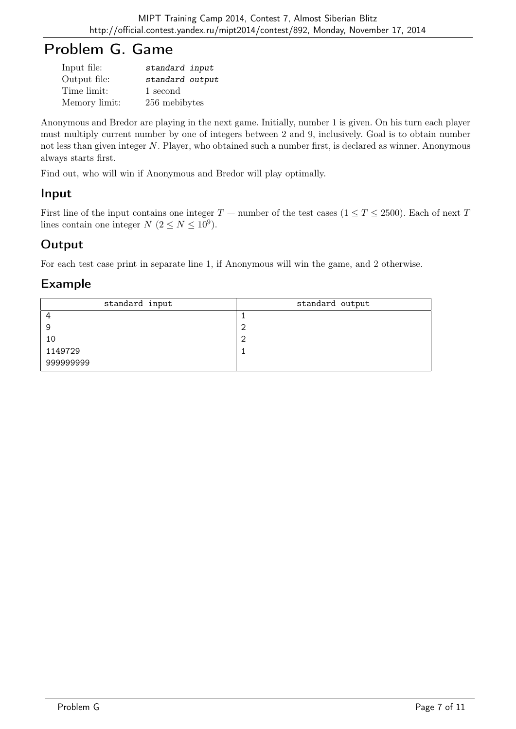# Problem G. Game

| | |
|---|---|
| Input file: | *standard input* |
| Output file: | *standard output* |
| Time limit: | 1 second |
| Memory limit: | 256 mebibytes |

Anonymous and Bredor are playing in the next game. Initially, number 1 is given. On his turn each player must multiply current number by one of integers between 2 and 9, inclusively. Goal is to obtain number not less than given integer $N$. Player, who obtained such a number first, is declared as winner. Anonymous always starts first.

Find out, who will win if Anonymous and Bredor will play optimally.

## Input

First line of the input contains one integer $T$ — number of the test cases ($1 \le T \le 2500$). Each of next $T$ lines contain one integer $N$ ($2 \le N \le 10^9$).

## Output

For each test case print in separate line 1, if Anonymous will win the game, and 2 otherwise.

## Example

| standard input | standard output |
|---|---|
| 4<br>9<br>10<br>1149729<br>999999999 | 1<br>2<br>2<br>1 |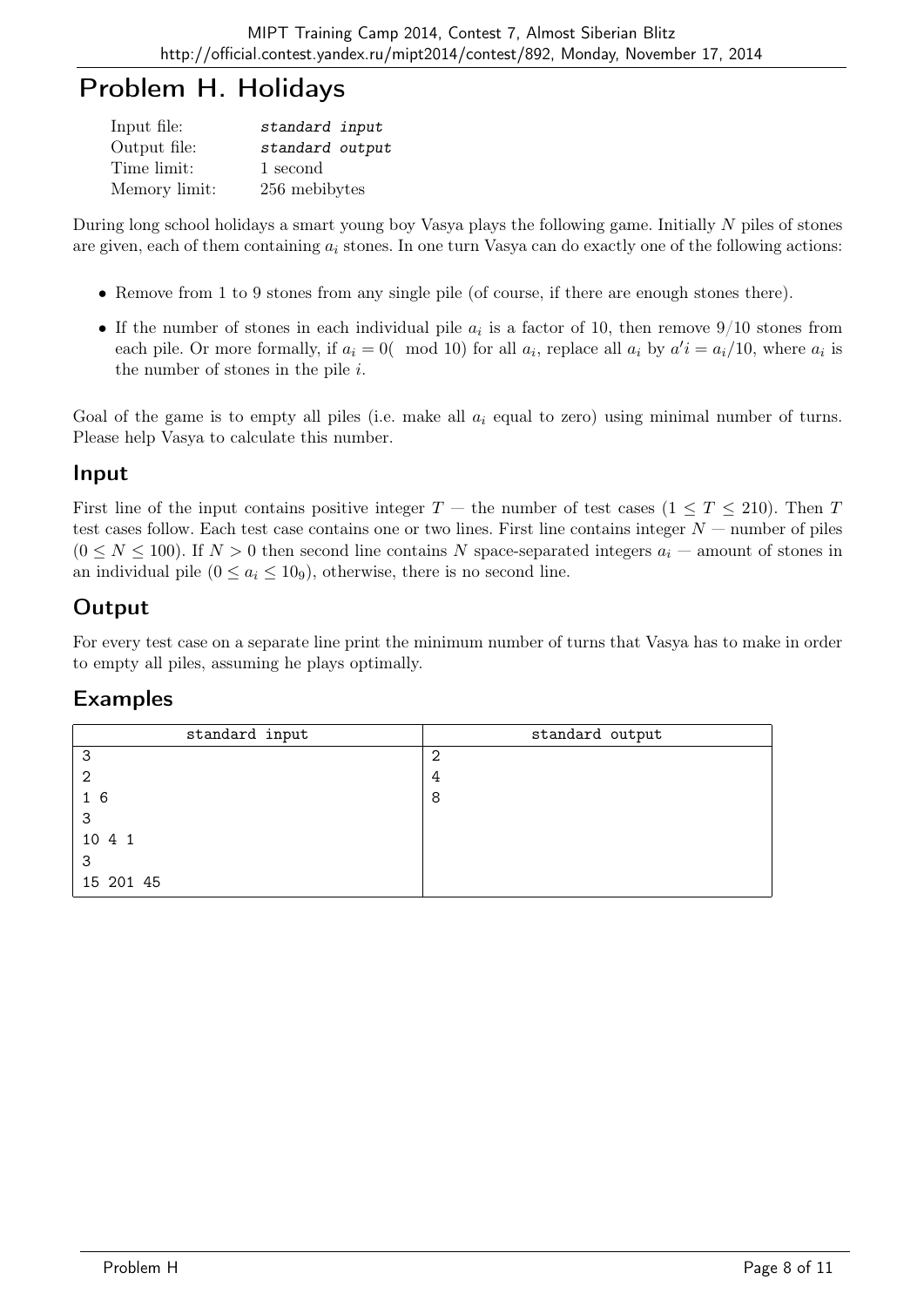# Problem H. Holidays

| | |
|---|---|
| Input file: | *standard input* |
| Output file: | *standard output* |
| Time limit: | 1 second |
| Memory limit: | 256 mebibytes |

During long school holidays a smart young boy Vasya plays the following game. Initially $N$ piles of stones are given, each of them containing $a_i$ stones. In one turn Vasya can do exactly one of the following actions:

- Remove from 1 to 9 stones from any single pile (of course, if there are enough stones there).
- If the number of stones in each individual pile $a_i$ is a factor of 10, then remove 9/10 stones from each pile. Or more formally, if $a_i = 0(\mod 10)$ for all $a_i$, replace all $a_i$ by $a'i = a_i/10$, where $a_i$ is the number of stones in the pile $i$.

Goal of the game is to empty all piles (i.e. make all $a_i$ equal to zero) using minimal number of turns. Please help Vasya to calculate this number.

## Input

First line of the input contains positive integer $T$ — the number of test cases ($1 \leq T \leq 210$). Then $T$ test cases follow. Each test case contains one or two lines. First line contains integer $N$ — number of piles ($0 \leq N \leq 100$). If $N > 0$ then second line contains $N$ space-separated integers $a_i$ — amount of stones in an individual pile ($0 \leq a_i \leq 10_9$), otherwise, there is no second line.

## Output

For every test case on a separate line print the minimum number of turns that Vasya has to make in order to empty all piles, assuming he plays optimally.

## Examples

| standard input | standard output |
|---|---|
| 3<br>2<br>1 6<br>3<br>10 4 1<br>3<br>15 201 45 | 2<br>4<br>8 |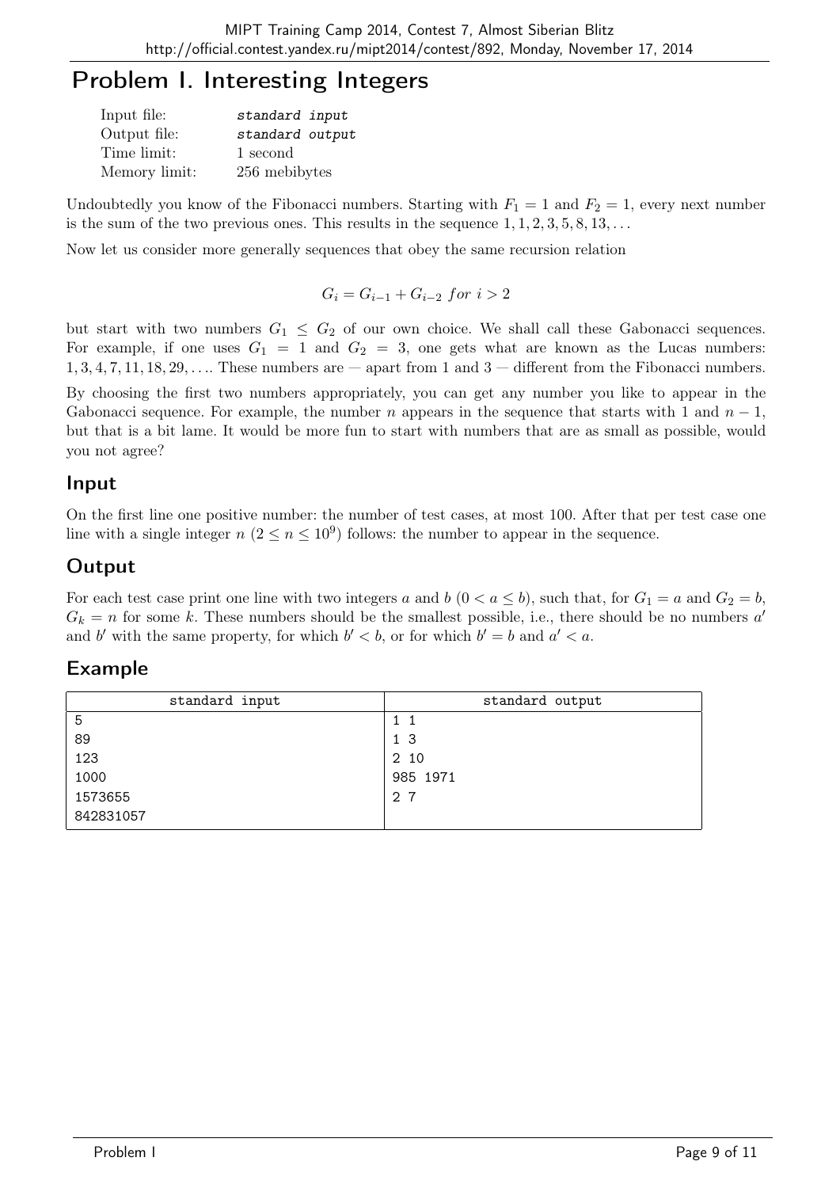# Problem I. Interesting Integers

| | |
|---|---|
| Input file: | *standard input* |
| Output file: | *standard output* |
| Time limit: | 1 second |
| Memory limit: | 256 mebibytes |

Undoubtedly you know of the Fibonacci numbers. Starting with $F_1 = 1$ and $F_2 = 1$, every next number is the sum of the two previous ones. This results in the sequence $1, 1, 2, 3, 5, 8, 13, \ldots$

Now let us consider more generally sequences that obey the same recursion relation

$$G_i = G_{i-1} + G_{i-2} \ for \ i > 2$$

but start with two numbers $G_1 \le G_2$ of our own choice. We shall call these Gabonacci sequences. For example, if one uses $G_1 = 1$ and $G_2 = 3$, one gets what are known as the Lucas numbers: $1, 3, 4, 7, 11, 18, 29, \ldots$. These numbers are — apart from 1 and 3 — different from the Fibonacci numbers.

By choosing the first two numbers appropriately, you can get any number you like to appear in the Gabonacci sequence. For example, the number $n$ appears in the sequence that starts with 1 and $n - 1$, but that is a bit lame. It would be more fun to start with numbers that are as small as possible, would you not agree?

## Input

On the first line one positive number: the number of test cases, at most 100. After that per test case one line with a single integer $n$ ($2 \le n \le 10^9$) follows: the number to appear in the sequence.

## Output

For each test case print one line with two integers $a$ and $b$ ($0 < a \le b$), such that, for $G_1 = a$ and $G_2 = b$, $G_k = n$ for some $k$. These numbers should be the smallest possible, i.e., there should be no numbers $a'$ and $b'$ with the same property, for which $b' < b$, or for which $b' = b$ and $a' < a$.

## Example

| standard input | standard output |
|---|---|
| 5<br>89<br>123<br>1000<br>1573655<br>842831057 | 1 1<br>1 3<br>2 10<br>985 1971<br>2 7 |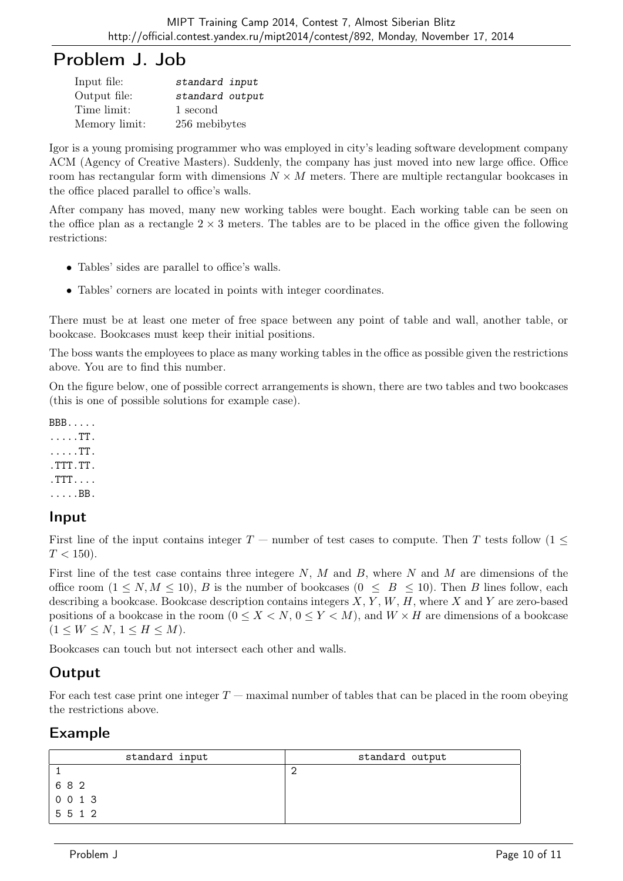# Problem J. Job

| | |
|---|---|
| Input file: | *standard input* |
| Output file: | *standard output* |
| Time limit: | 1 second |
| Memory limit: | 256 mebibytes |

Igor is a young promising programmer who was employed in city's leading software development company ACM (Agency of Creative Masters). Suddenly, the company has just moved into new large office. Office room has rectangular form with dimensions $N \times M$ meters. There are multiple rectangular bookcases in the office placed parallel to office's walls.

After company has moved, many new working tables were bought. Each working table can be seen on the office plan as a rectangle $2 \times 3$ meters. The tables are to be placed in the office given the following restrictions:

- Tables' sides are parallel to office's walls.
- Tables' corners are located in points with integer coordinates.

There must be at least one meter of free space between any point of table and wall, another table, or bookcase. Bookcases must keep their initial positions.

The boss wants the employees to place as many working tables in the office as possible given the restrictions above. You are to find this number.

On the figure below, one of possible correct arrangements is shown, there are two tables and two bookcases (this is one of possible solutions for example case).

```
BBB.....
.....TT.
.....TT.
.TTT.TT.
.TTT....
.....BB.
```

## Input

First line of the input contains integer $T$ — number of test cases to compute. Then $T$ tests follow ($1 \le T < 150$).

First line of the test case contains three integere $N$, $M$ and $B$, where $N$ and $M$ are dimensions of the office room ($1 \le N, M \le 10$), $B$ is the number of bookcases ($0 \le B \le 10$). Then $B$ lines follow, each describing a bookcase. Bookcase description contains integers $X$, $Y$, $W$, $H$, where $X$ and $Y$ are zero-based positions of a bookcase in the room ($0 \le X < N$, $0 \le Y < M$), and $W \times H$ are dimensions of a bookcase ($1 \le W \le N$, $1 \le H \le M$).

Bookcases can touch but not intersect each other and walls.

## Output

For each test case print one integer $T$ — maximal number of tables that can be placed in the room obeying the restrictions above.

## Example

| standard input | standard output |
|---|---|
| 1<br>6 8 2<br>0 0 1 3<br>5 5 1 2 | 2 |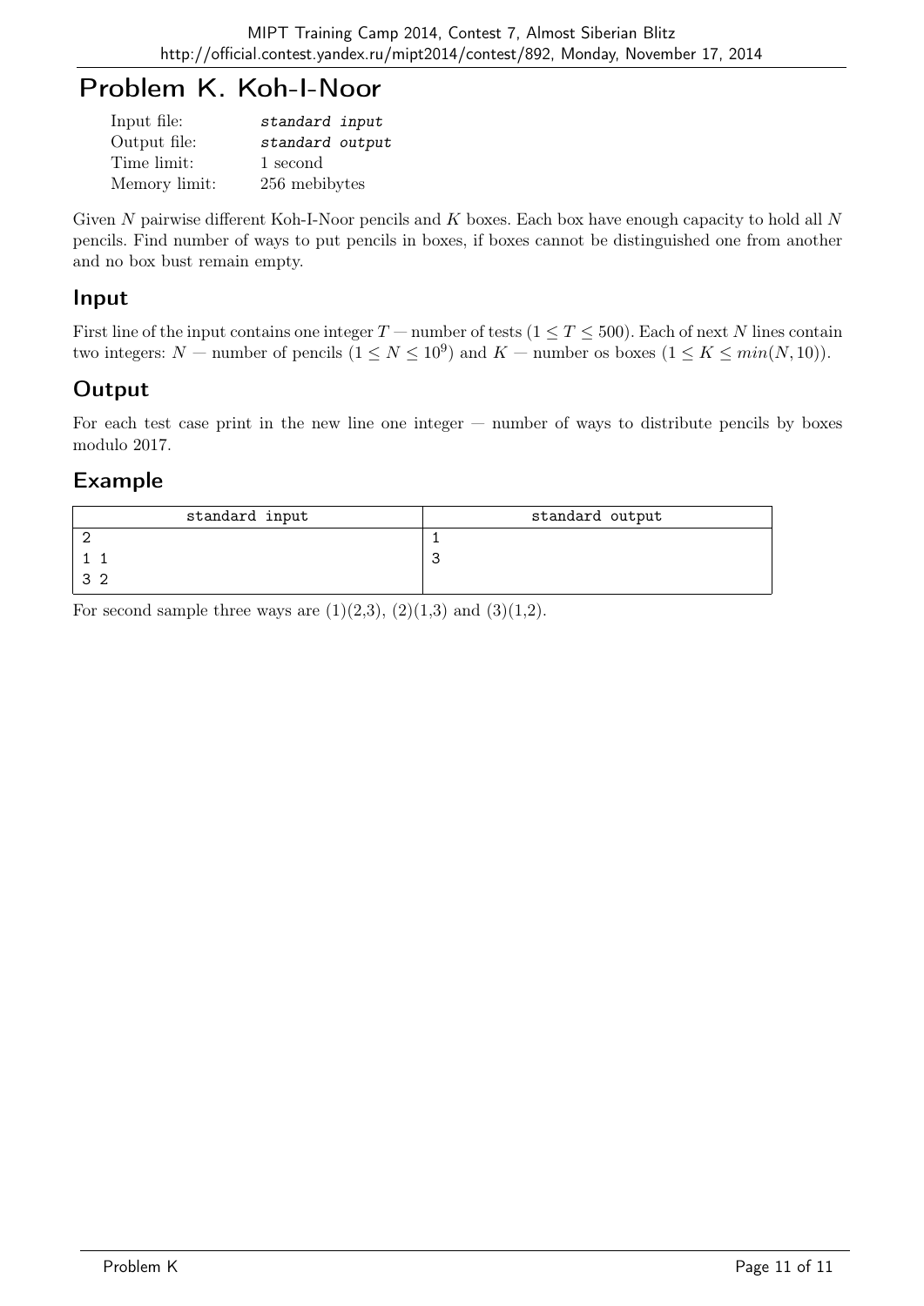# Problem K. Koh-I-Noor

| | |
|---|---|
| Input file: | *standard input* |
| Output file: | *standard output* |
| Time limit: | 1 second |
| Memory limit: | 256 mebibytes |

Given $N$ pairwise different Koh-I-Noor pencils and $K$ boxes. Each box have enough capacity to hold all $N$ pencils. Find number of ways to put pencils in boxes, if boxes cannot be distinguished one from another and no box bust remain empty.

## Input

First line of the input contains one integer $T$ — number of tests ($1 \leq T \leq 500$). Each of next $N$ lines contain two integers: $N$ — number of pencils ($1 \leq N \leq 10^9$) and $K$ — number os boxes ($1 \leq K \leq min(N, 10)$).

## Output

For each test case print in the new line one integer — number of ways to distribute pencils by boxes modulo 2017.

## Example

| standard input | standard output |
|---|---|
| 2<br>1 1<br>3 2 | 1<br>3 |

For second sample three ways are (1)(2,3), (2)(1,3) and (3)(1,2).